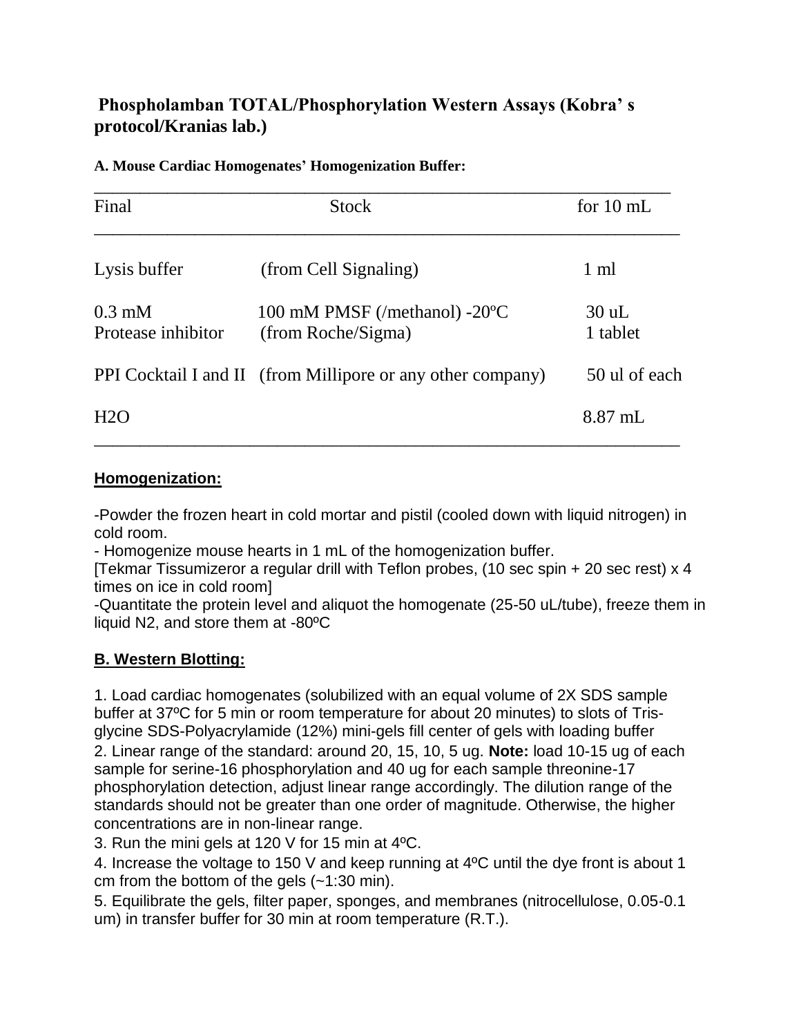# Phospholamban TOTAL/Phosphorylation Western Assays (Kobra' s protocol/Kranias lab.)

**A. Mouse Cardiac Homogenates' Homogenization Buffer:**

| Final | Stock | for 10 mL |
|---|---|---|
| Lysis buffer | (from Cell Signaling) | 1 ml |
| 0.3 mM | 100 mM PMSF (/methanol) -20ºC | 30 uL |
| Protease inhibitor | (from Roche/Sigma) | 1 tablet |
| PPI Cocktail I and II | (from Millipore or any other company) | 50 ul of each |
| $H_2O$ | | 8.87 mL |

## Homogenization:

-Powder the frozen heart in cold mortar and pistil (cooled down with liquid nitrogen) in cold room.

- Homogenize mouse hearts in 1 mL of the homogenization buffer.

[Tekmar Tissumizeror a regular drill with Teflon probes, (10 sec spin + 20 sec rest) x 4 times on ice in cold room]

-Quantitate the protein level and aliquot the homogenate (25-50 uL/tube), freeze them in liquid N2, and store them at -80ºC

## B. Western Blotting:

1. Load cardiac homogenates (solubilized with an equal volume of 2X SDS sample buffer at 37ºC for 5 min or room temperature for about 20 minutes) to slots of Tris-glycine SDS-Polyacrylamide (12%) mini-gels fill center of gels with loading buffer
2. Linear range of the standard: around 20, 15, 10, 5 ug. **Note:** load 10-15 ug of each sample for serine-16 phosphorylation and 40 ug for each sample threonine-17 phosphorylation detection, adjust linear range accordingly. The dilution range of the standards should not be greater than one order of magnitude. Otherwise, the higher concentrations are in non-linear range.
3. Run the mini gels at 120 V for 15 min at 4ºC.
4. Increase the voltage to 150 V and keep running at 4ºC until the dye front is about 1 cm from the bottom of the gels (~1:30 min).
5. Equilibrate the gels, filter paper, sponges, and membranes (nitrocellulose, 0.05-0.1 um) in transfer buffer for 30 min at room temperature (R.T.).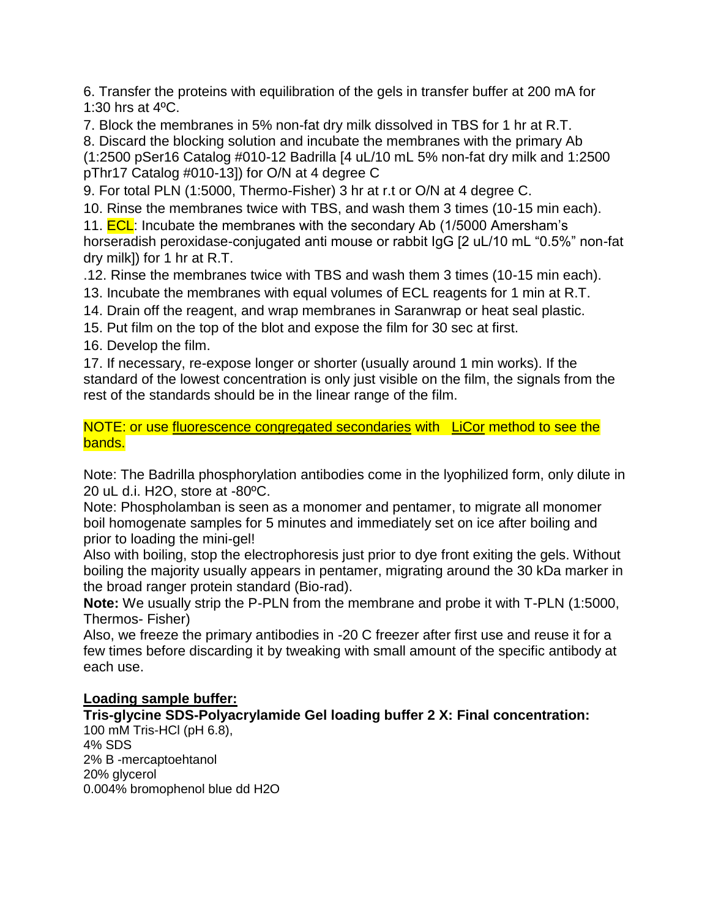6. Transfer the proteins with equilibration of the gels in transfer buffer at 200 mA for 1:30 hrs at 4ºC.

7. Block the membranes in 5% non-fat dry milk dissolved in TBS for 1 hr at R.T.

8. Discard the blocking solution and incubate the membranes with the primary Ab (1:2500 pSer16 Catalog #010-12 Badrilla [4 uL/10 mL 5% non-fat dry milk and 1:2500 pThr17 Catalog #010-13]) for O/N at 4 degree C

9. For total PLN (1:5000, Thermo-Fisher) 3 hr at r.t or O/N at 4 degree C.

10. Rinse the membranes twice with TBS, and wash them 3 times (10-15 min each).

11. ECL: Incubate the membranes with the secondary Ab (1/5000 Amersham's horseradish peroxidase-conjugated anti mouse or rabbit IgG [2 uL/10 mL "0.5%" non-fat dry milk]) for 1 hr at R.T.

.12. Rinse the membranes twice with TBS and wash them 3 times (10-15 min each).

13. Incubate the membranes with equal volumes of ECL reagents for 1 min at R.T.

14. Drain off the reagent, and wrap membranes in Saranwrap or heat seal plastic.

15. Put film on the top of the blot and expose the film for 30 sec at first.

16. Develop the film.

17. If necessary, re-expose longer or shorter (usually around 1 min works). If the standard of the lowest concentration is only just visible on the film, the signals from the rest of the standards should be in the linear range of the film.

NOTE: or use fluorescence congregated secondaries with LiCor method to see the bands.

Note: The Badrilla phosphorylation antibodies come in the lyophilized form, only dilute in 20 uL d.i. $H_2O$, store at -80ºC.

Note: Phospholamban is seen as a monomer and pentamer, to migrate all monomer boil homogenate samples for 5 minutes and immediately set on ice after boiling and prior to loading the mini-gel!

Also with boiling, stop the electrophoresis just prior to dye front exiting the gels. Without boiling the majority usually appears in pentamer, migrating around the 30 kDa marker in the broad ranger protein standard (Bio-rad).

**Note:** We usually strip the P-PLN from the membrane and probe it with T-PLN (1:5000, Thermos- Fisher)

Also, we freeze the primary antibodies in -20 C freezer after first use and reuse it for a few times before discarding it by tweaking with small amount of the specific antibody at each use.

## Loading sample buffer:

**Tris-glycine SDS-Polyacrylamide Gel loading buffer 2 X: Final concentration:**

100 mM Tris-HCl (pH 6.8),
4% SDS
2% B -mercaptoehtanol
20% glycerol
0.004% bromophenol blue dd $H_2O$